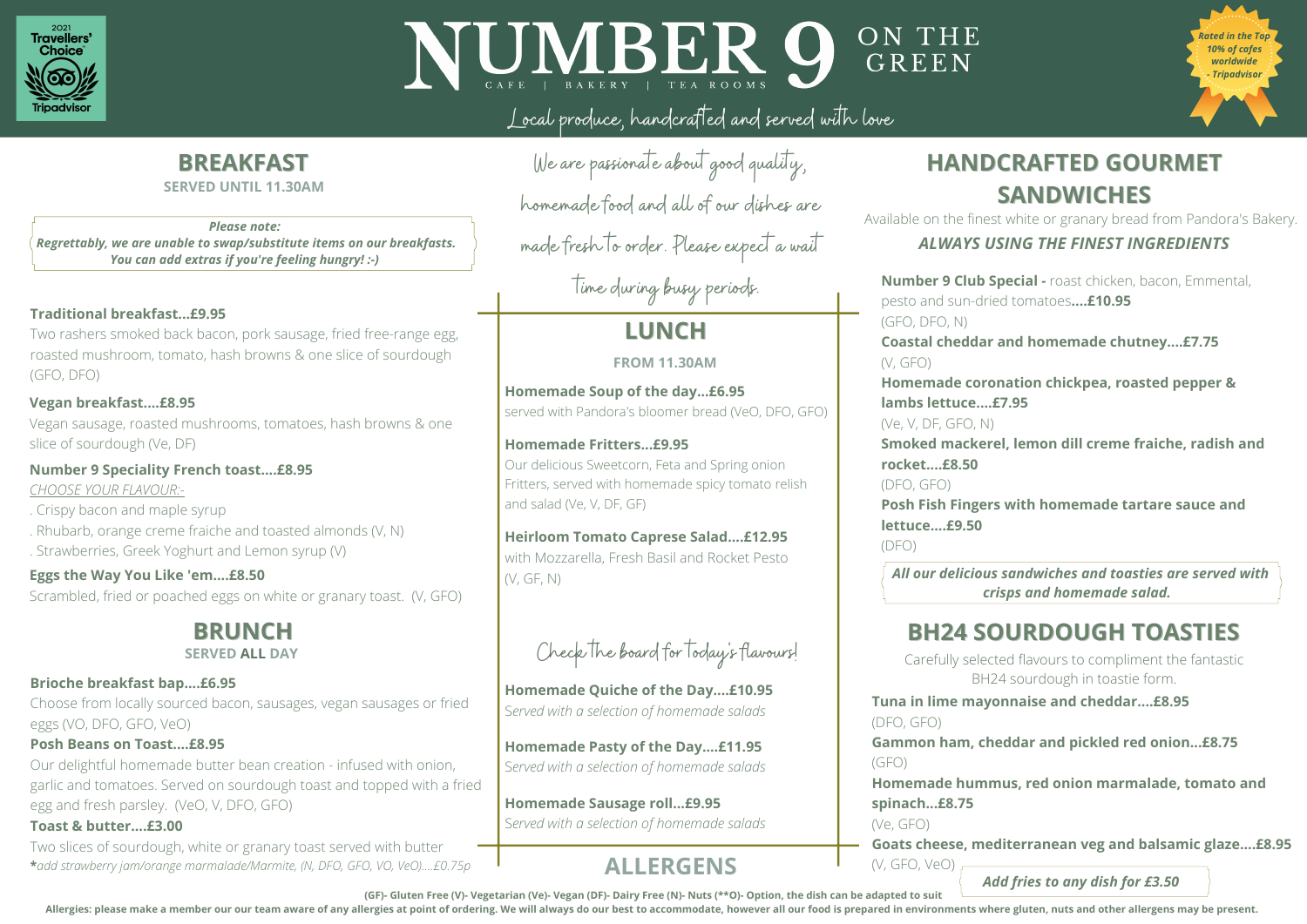# NUMBER 9 ON THE GREEN

CAFE | BAKERY | TEA ROOMS

Local produce, handcrafted and served with love

2021 Travellers' Choice Tripadvisor

Rated in the Top 10% of cafes worldwide - Tripadvisor

## BREAKFAST

SERVED UNTIL 11.30AM

*Please note:*
***Regrettably, we are unable to swap/substitute items on our breakfasts. You can add extras if you're feeling hungry! :-)***

**Traditional breakfast...£9.95**
Two rashers smoked back bacon, pork sausage, fried free-range egg, roasted mushroom, tomato, hash browns & one slice of sourdough (GFO, DFO)

**Vegan breakfast....£8.95**
Vegan sausage, roasted mushrooms, tomatoes, hash browns & one slice of sourdough (Ve, DF)

**Number 9 Speciality French toast....£8.95**
*CHOOSE YOUR FLAVOUR:-*
. Crispy bacon and maple syrup
. Rhubarb, orange creme fraiche and toasted almonds (V, N)
. Strawberries, Greek Yoghurt and Lemon syrup (V)

**Eggs the Way You Like 'em....£8.50**
Scrambled, fried or poached eggs on white or granary toast. (V, GFO)

## BRUNCH

SERVED **ALL** DAY

**Brioche breakfast bap....£6.95**
Choose from locally sourced bacon, sausages, vegan sausages or fried eggs (VO, DFO, GFO, VeO)

**Posh Beans on Toast....£8.95**
Our delightful homemade butter bean creation - infused with onion, garlic and tomatoes. Served on sourdough toast and topped with a fried egg and fresh parsley. (VeO, V, DFO, GFO)

**Toast & butter....£3.00**
Two slices of sourdough, white or granary toast served with butter
**\***add strawberry jam/orange marmalade/Marmite, (N, DFO, GFO, VO, VeO)....£0.75p*

We are passionate about good quality, homemade food and all of our dishes are made fresh to order. Please expect a wait time during busy periods.

## LUNCH

FROM 11.30AM

**Homemade Soup of the day...£6.95**
served with Pandora's bloomer bread (VeO, DFO, GFO)

**Homemade Fritters...£9.95**
Our delicious Sweetcorn, Feta and Spring onion Fritters, served with homemade spicy tomato relish and salad (Ve, V, DF, GF)

**Heirloom Tomato Caprese Salad....£12.95**
with Mozzarella, Fresh Basil and Rocket Pesto (V, GF, N)

Check the board for today's flavours!

**Homemade Quiche of the Day....£10.95**
*Served with a selection of homemade salads*

**Homemade Pasty of the Day....£11.95**
*Served with a selection of homemade salads*

**Homemade Sausage roll...£9.95**
*Served with a selection of homemade salads*

## HANDCRAFTED GOURMET SANDWICHES

Available on the finest white or granary bread from Pandora's Bakery.

***ALWAYS USING THE FINEST INGREDIENTS***

**Number 9 Club Special -** roast chicken, bacon, Emmental, pesto and sun-dried tomatoes**....£10.95**
(GFO, DFO, N)

**Coastal cheddar and homemade chutney....£7.75**
(V, GFO)

**Homemade coronation chickpea, roasted pepper & lambs lettuce....£7.95**
(Ve, V, DF, GFO, N)

**Smoked mackerel, lemon dill creme fraiche, radish and rocket....£8.50**
(DFO, GFO)

**Posh Fish Fingers with homemade tartare sauce and lettuce....£9.50**
(DFO)

***All our delicious sandwiches and toasties are served with crisps and homemade salad.***

## BH24 SOURDOUGH TOASTIES

Carefully selected flavours to compliment the fantastic BH24 sourdough in toastie form.

**Tuna in lime mayonnaise and cheddar....£8.95**
(DFO, GFO)

**Gammon ham, cheddar and pickled red onion...£8.75**
(GFO)

**Homemade hummus, red onion marmalade, tomato and spinach...£8.75**
(Ve, GFO)

**Goats cheese, mediterranean veg and balsamic glaze....£8.95**
(V, GFO, VeO)

***Add fries to any dish for £3.50***

## ALLERGENS

**(GF)- Gluten Free (V)- Vegetarian (Ve)- Vegan (DF)- Dairy Free (N)- Nuts (\*\*O)- Option, the dish can be adapted to suit**

**Allergies: please make a member our our team aware of any allergies at point of ordering. We will always do our best to accommodate, however all our food is prepared in environments where gluten, nuts and other allergens may be present.**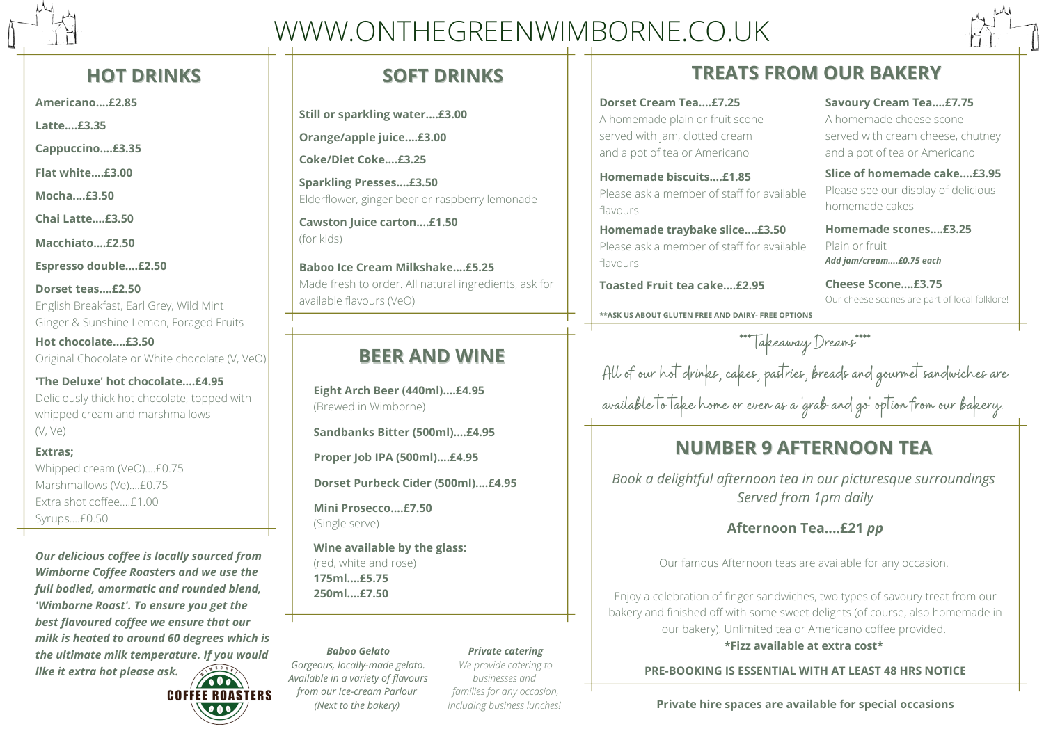WWW.ONTHEGREENWIMBORNE.CO.UK

## HOT DRINKS

**Americano....£2.85**

**Latte....£3.35**

**Cappuccino....£3.35**

**Flat white....£3.00**

**Mocha....£3.50**

**Chai Latte....£3.50**

**Macchiato....£2.50**

**Espresso double....£2.50**

**Dorset teas....£2.50**
English Breakfast, Earl Grey, Wild Mint Ginger & Sunshine Lemon, Foraged Fruits

**Hot chocolate....£3.50**
Original Chocolate or White chocolate (V, VeO)

**'The Deluxe' hot chocolate....£4.95**
Deliciously thick hot chocolate, topped with whipped cream and marshmallows (V, Ve)

**Extras;**
Whipped cream (VeO)....£0.75
Marshmallows (Ve)....£0.75
Extra shot coffee....£1.00
Syrups....£0.50

***Our delicious coffee is locally sourced from Wimborne Coffee Roasters and we use the full bodied, amormatic and rounded blend, 'Wimborne Roast'. To ensure you get the best flavoured coffee we ensure that our milk is heated to around 60 degrees which is the ultimate milk temperature. If you would llke it extra hot please ask.***

COFFEE ROASTERS

## SOFT DRINKS

**Still or sparkling water....£3.00**

**Orange/apple juice....£3.00**

**Coke/Diet Coke....£3.25**

**Sparkling Presses....£3.50**
Elderflower, ginger beer or raspberry lemonade

**Cawston Juice carton....£1.50**
(for kids)

**Baboo Ice Cream Milkshake....£5.25**
Made fresh to order. All natural ingredients, ask for available flavours (VeO)

## BEER AND WINE

**Eight Arch Beer (440ml)....£4.95**
(Brewed in Wimborne)

**Sandbanks Bitter (500ml)....£4.95**

**Proper Job IPA (500ml)....£4.95**

**Dorset Purbeck Cider (500ml)....£4.95**

**Mini Prosecco....£7.50**
(Single serve)

**Wine available by the glass:**
(red, white and rose)
**175ml....£5.75**
**250ml....£7.50**

***Baboo Gelato***
*Gorgeous, locally-made gelato. Available in a variety of flavours from our Ice-cream Parlour (Next to the bakery)*

***Private catering***
*We provide catering to businesses and families for any occasion, including business lunches!*

## TREATS FROM OUR BAKERY

**Dorset Cream Tea....£7.25**
A homemade plain or fruit scone served with jam, clotted cream and a pot of tea or Americano

**Homemade biscuits....£1.85**
Please ask a member of staff for available flavours

**Homemade traybake slice....£3.50**
Please ask a member of staff for available flavours

**Toasted Fruit tea cake....£2.95**

**Savoury Cream Tea....£7.75**
A homemade cheese scone served with cream cheese, chutney and a pot of tea or Americano

**Slice of homemade cake....£3.95**
Please see our display of delicious homemade cakes

**Homemade scones....£3.25**
Plain or fruit
***Add jam/cream....£0.75 each***

**Cheese Scone....£3.75**
Our cheese scones are part of local folklore!

****ASK US ABOUT GLUTEN FREE AND DAIRY- FREE OPTIONS**

***Takeaway Dreams****

All of our hot drinks, cakes, pastries, breads and gourmet sandwiches are available to take home or even as a 'grab and go' option from our bakery.

## NUMBER 9 AFTERNOON TEA

*Book a delightful afternoon tea in our picturesque surroundings*
*Served from 1pm daily*

**Afternoon Tea....£21 *pp***

Our famous Afternoon teas are available for any occasion.

Enjoy a celebration of finger sandwiches, two types of savoury treat from our bakery and finished off with some sweet delights (of course, also homemade in our bakery). Unlimited tea or Americano coffee provided.
***Fizz available at extra cost***

**PRE-BOOKING IS ESSENTIAL WITH AT LEAST 48 HRS NOTICE**

**Private hire spaces are available for special occasions**